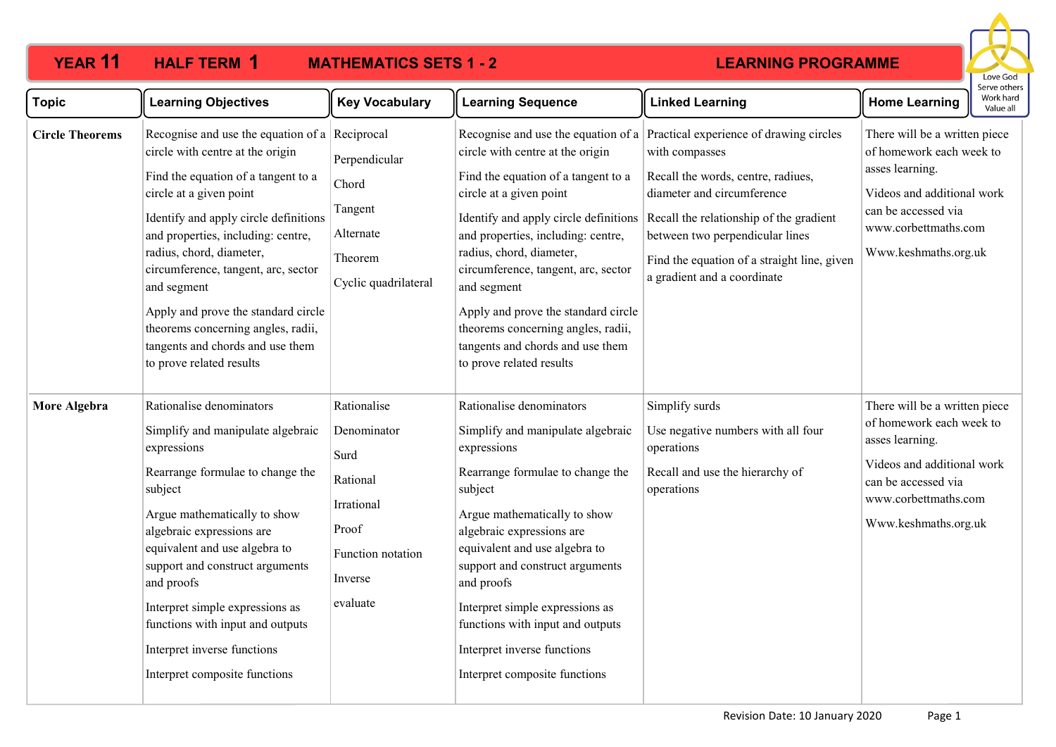# YEAR 11 HALF TERM 1 MATHEMATICS SETS 1 - 2 LEARNING PROGRAMME

Love God
Serve others
Work hard
Value all

| Topic | Learning Objectives | Key Vocabulary | Learning Sequence | Linked Learning | Home Learning |
|---|---|---|---|---|---|
| **Circle Theorems** | Recognise and use the equation of a circle with centre at the origin<br><br>Find the equation of a tangent to a circle at a given point<br><br>Identify and apply circle definitions and properties, including: centre, radius, chord, diameter, circumference, tangent, arc, sector and segment<br><br>Apply and prove the standard circle theorems concerning angles, radii, tangents and chords and use them to prove related results | Reciprocal<br><br>Perpendicular<br><br>Chord<br><br>Tangent<br><br>Alternate<br><br>Theorem<br><br>Cyclic quadrilateral | Recognise and use the equation of a circle with centre at the origin<br><br>Find the equation of a tangent to a circle at a given point<br><br>Identify and apply circle definitions and properties, including: centre, radius, chord, diameter, circumference, tangent, arc, sector and segment<br><br>Apply and prove the standard circle theorems concerning angles, radii, tangents and chords and use them to prove related results | Practical experience of drawing circles with compasses<br><br>Recall the words, centre, radiues, diameter and circumference<br><br>Recall the relationship of the gradient between two perpendicular lines<br><br>Find the equation of a straight line, given a gradient and a coordinate | There will be a written piece of homework each week to asses learning.<br><br>Videos and additional work can be accessed via www.corbettmaths.com<br><br>Www.keshmaths.org.uk |
| **More Algebra** | Rationalise denominators<br><br>Simplify and manipulate algebraic expressions<br><br>Rearrange formulae to change the subject<br><br>Argue mathematically to show algebraic expressions are equivalent and use algebra to support and construct arguments and proofs<br><br>Interpret simple expressions as functions with input and outputs<br><br>Interpret inverse functions<br><br>Interpret composite functions | Rationalise<br><br>Denominator<br><br>Surd<br><br>Rational<br><br>Irrational<br><br>Proof<br><br>Function notation<br><br>Inverse<br><br>evaluate | Rationalise denominators<br><br>Simplify and manipulate algebraic expressions<br><br>Rearrange formulae to change the subject<br><br>Argue mathematically to show algebraic expressions are equivalent and use algebra to support and construct arguments and proofs<br><br>Interpret simple expressions as functions with input and outputs<br><br>Interpret inverse functions<br><br>Interpret composite functions | Simplify surds<br><br>Use negative numbers with all four operations<br><br>Recall and use the hierarchy of operations | There will be a written piece of homework each week to asses learning.<br><br>Videos and additional work can be accessed via www.corbettmaths.com<br><br>Www.keshmaths.org.uk |

Revision Date: 10 January 2020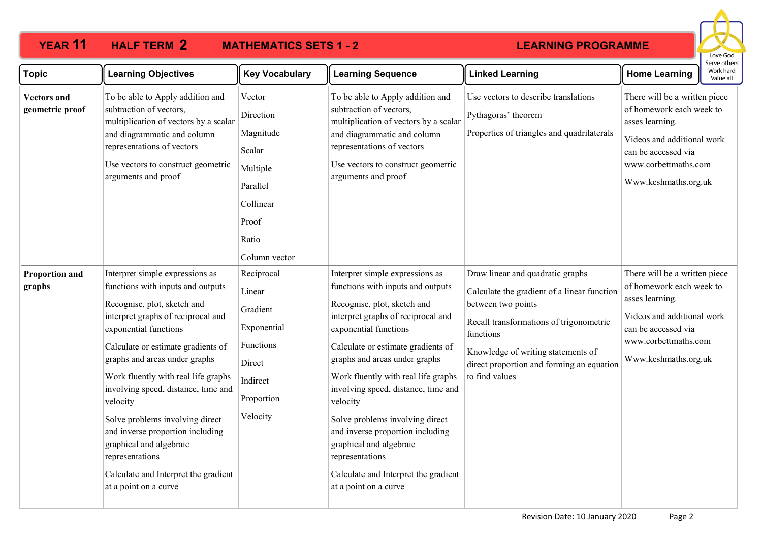# YEAR 11 HALF TERM 2 MATHEMATICS SETS 1 - 2 LEARNING PROGRAMME

Love God
Serve others
Work hard
Value all

| Topic | Learning Objectives | Key Vocabulary | Learning Sequence | Linked Learning | Home Learning |
|---|---|---|---|---|---|
| **Vectors and geometric proof** | To be able to Apply addition and subtraction of vectors, multiplication of vectors by a scalar and diagrammatic and column representations of vectors<br><br>Use vectors to construct geometric arguments and proof | Vector<br>Direction<br>Magnitude<br>Scalar<br>Multiple<br>Parallel<br>Collinear<br>Proof<br>Ratio<br>Column vector | To be able to Apply addition and subtraction of vectors, multiplication of vectors by a scalar and diagrammatic and column representations of vectors<br><br>Use vectors to construct geometric arguments and proof | Use vectors to describe translations<br><br>Pythagoras' theorem<br><br>Properties of triangles and quadrilaterals | There will be a written piece of homework each week to asses learning.<br><br>Videos and additional work can be accessed via www.corbettmaths.com<br><br>Www.keshmaths.org.uk |
| **Proportion and graphs** | Interpret simple expressions as functions with inputs and outputs<br><br>Recognise, plot, sketch and interpret graphs of reciprocal and exponential functions<br><br>Calculate or estimate gradients of graphs and areas under graphs<br><br>Work fluently with real life graphs involving speed, distance, time and velocity<br><br>Solve problems involving direct and inverse proportion including graphical and algebraic representations<br><br>Calculate and Interpret the gradient at a point on a curve | Reciprocal<br>Linear<br>Gradient<br>Exponential<br>Functions<br>Direct<br>Indirect<br>Proportion<br>Velocity | Interpret simple expressions as functions with inputs and outputs<br><br>Recognise, plot, sketch and interpret graphs of reciprocal and exponential functions<br><br>Calculate or estimate gradients of graphs and areas under graphs<br><br>Work fluently with real life graphs involving speed, distance, time and velocity<br><br>Solve problems involving direct and inverse proportion including graphical and algebraic representations<br><br>Calculate and Interpret the gradient at a point on a curve | Draw linear and quadratic graphs<br><br>Calculate the gradient of a linear function between two points<br><br>Recall transformations of trigonometric functions<br><br>Knowledge of writing statements of direct proportion and forming an equation to find values | There will be a written piece of homework each week to asses learning.<br><br>Videos and additional work can be accessed via www.corbettmaths.com<br><br>Www.keshmaths.org.uk |

Revision Date: 10 January 2020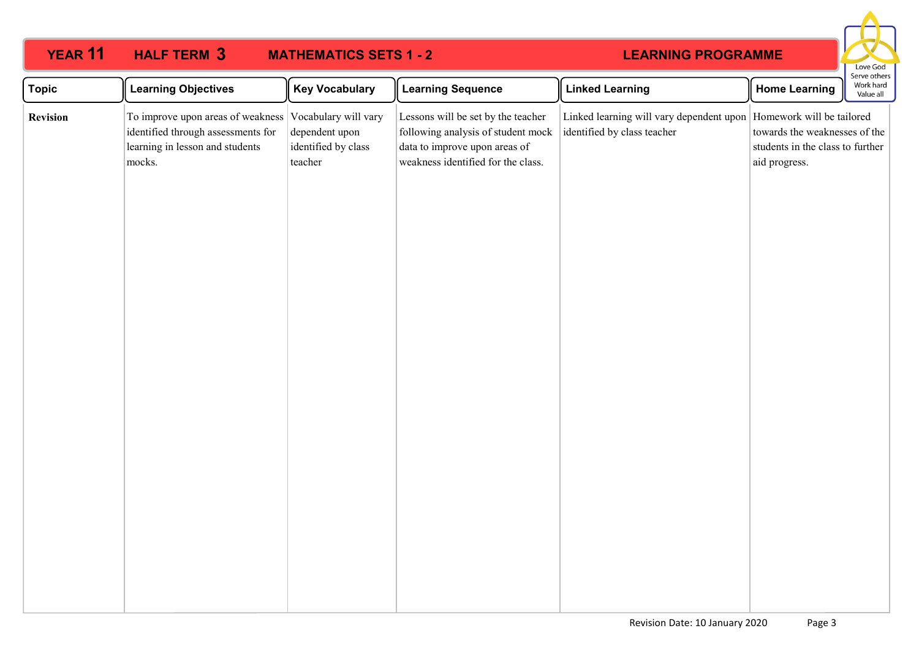# YEAR 11 HALF TERM 3 MATHEMATICS SETS 1 - 2 LEARNING PROGRAMME

Love God
Serve others
Work hard
Value all

| Topic | Learning Objectives | Key Vocabulary | Learning Sequence | Linked Learning | Home Learning |
|---|---|---|---|---|---|
| **Revision** | To improve upon areas of weakness identified through assessments for learning in lesson and students mocks. | Vocabulary will vary dependent upon identified by class teacher | Lessons will be set by the teacher following analysis of student mock data to improve upon areas of weakness identified for the class. | Linked learning will vary dependent upon identified by class teacher | Homework will be tailored towards the weaknesses of the students in the class to further aid progress. |

Revision Date: 10 January 2020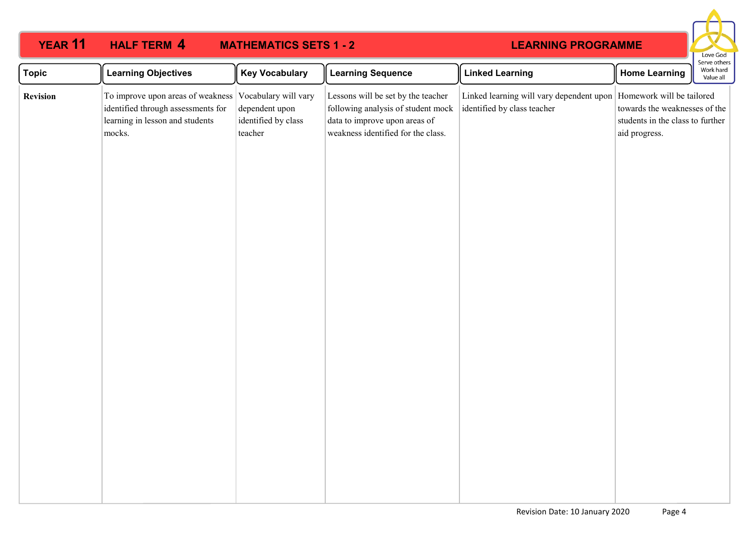# YEAR 11 HALF TERM 4 MATHEMATICS SETS 1 - 2 LEARNING PROGRAMME

Love God
Serve others
Work hard
Value all

| Topic | Learning Objectives | Key Vocabulary | Learning Sequence | Linked Learning | Home Learning |
|---|---|---|---|---|---|
| **Revision** | To improve upon areas of weakness identified through assessments for learning in lesson and students mocks. | Vocabulary will vary dependent upon identified by class teacher | Lessons will be set by the teacher following analysis of student mock data to improve upon areas of weakness identified for the class. | Linked learning will vary dependent upon identified by class teacher | Homework will be tailored towards the weaknesses of the students in the class to further aid progress. |

Revision Date: 10 January 2020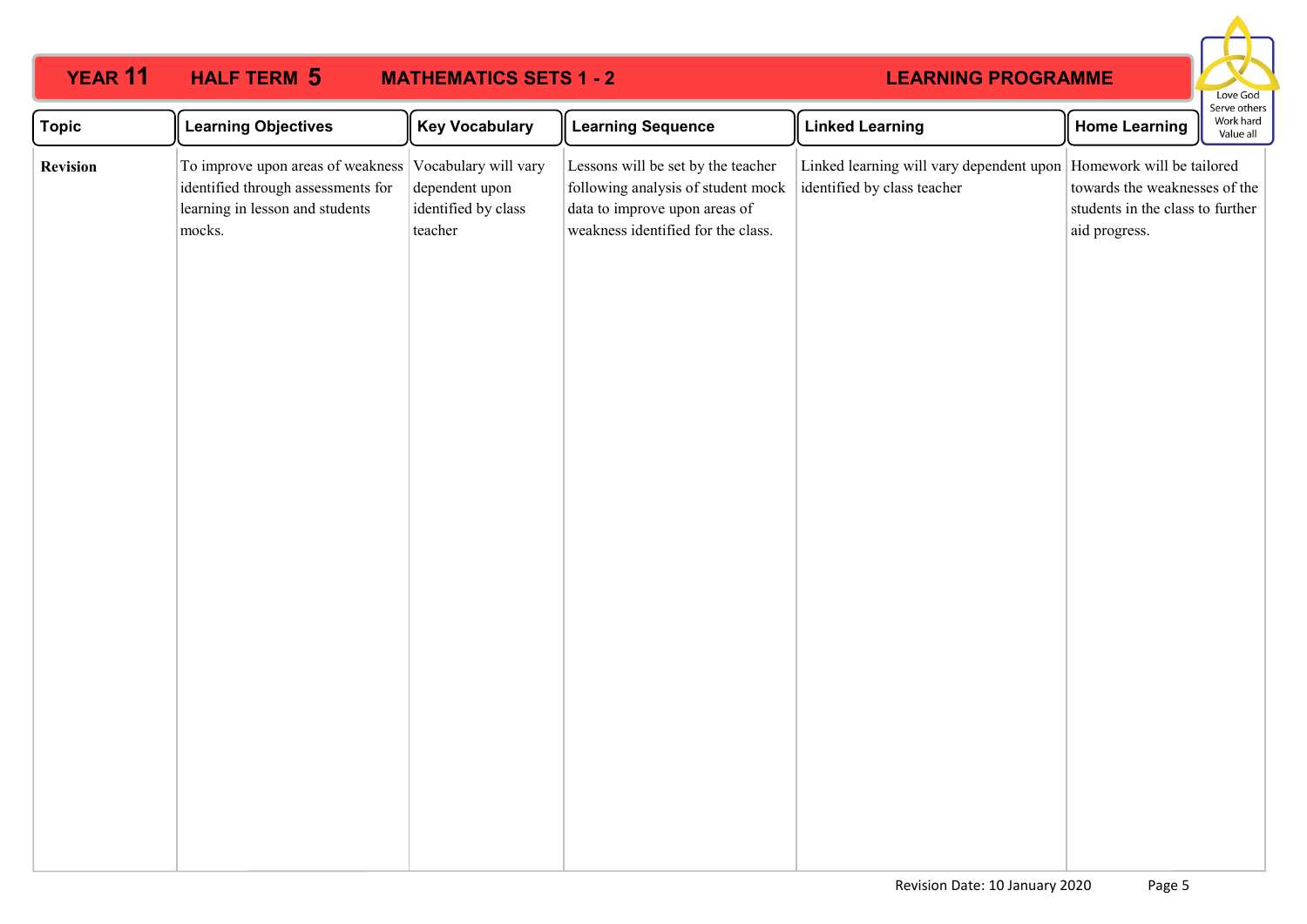# YEAR 11 HALF TERM 5 MATHEMATICS SETS 1 - 2 LEARNING PROGRAMME

Love God
Serve others
Work hard
Value all

| Topic | Learning Objectives | Key Vocabulary | Learning Sequence | Linked Learning | Home Learning |
|---|---|---|---|---|---|
| **Revision** | To improve upon areas of weakness identified through assessments for learning in lesson and students mocks. | Vocabulary will vary dependent upon identified by class teacher | Lessons will be set by the teacher following analysis of student mock data to improve upon areas of weakness identified for the class. | Linked learning will vary dependent upon identified by class teacher | Homework will be tailored towards the weaknesses of the students in the class to further aid progress. |

Revision Date: 10 January 2020